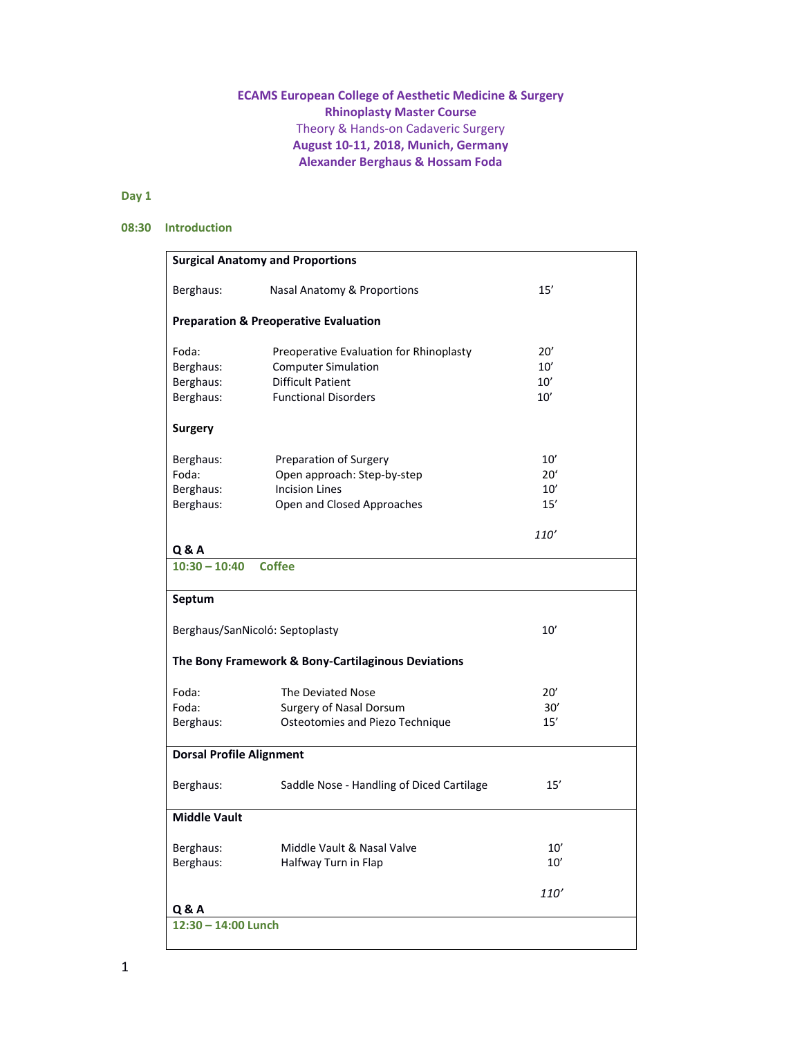**ECAMS European College of Aesthetic Medicine & Surgery**
**Rhinoplasty Master Course**
Theory & Hands-on Cadaveric Surgery
**August 10-11, 2018, Munich, Germany**
**Alexander Berghaus & Hossam Foda**

## Day 1

**08:30 Introduction**

**Surgical Anatomy and Proportions**

| | | |
|---|---|---|
| Berghaus: | Nasal Anatomy & Proportions | 15’ |

**Preparation & Preoperative Evaluation**

| | | |
|---|---|---|
| Foda: | Preoperative Evaluation for Rhinoplasty | 20’ |
| Berghaus: | Computer Simulation | 10’ |
| Berghaus: | Difficult Patient | 10’ |
| Berghaus: | Functional Disorders | 10’ |

**Surgery**

| | | |
|---|---|---|
| Berghaus: | Preparation of Surgery | 10’ |
| Foda: | Open approach: Step-by-step | 20‘ |
| Berghaus: | Incision Lines | 10’ |
| Berghaus: | Open and Closed Approaches | 15’ |
| | | *110’* |

**Q & A**

**10:30 – 10:40 Coffee**

**Septum**

| | | |
|---|---|---|
| Berghaus/SanNicoló: | Septoplasty | 10’ |

**The Bony Framework & Bony-Cartilaginous Deviations**

| | | |
|---|---|---|
| Foda: | The Deviated Nose | 20’ |
| Foda: | Surgery of Nasal Dorsum | 30’ |
| Berghaus: | Osteotomies and Piezo Technique | 15’ |

**Dorsal Profile Alignment**

| | | |
|---|---|---|
| Berghaus: | Saddle Nose - Handling of Diced Cartilage | 15’ |

**Middle Vault**

| | | |
|---|---|---|
| Berghaus: | Middle Vault & Nasal Valve | 10’ |
| Berghaus: | Halfway Turn in Flap | 10’ |
| | | *110’* |

**Q & A**

**12:30 – 14:00 Lunch**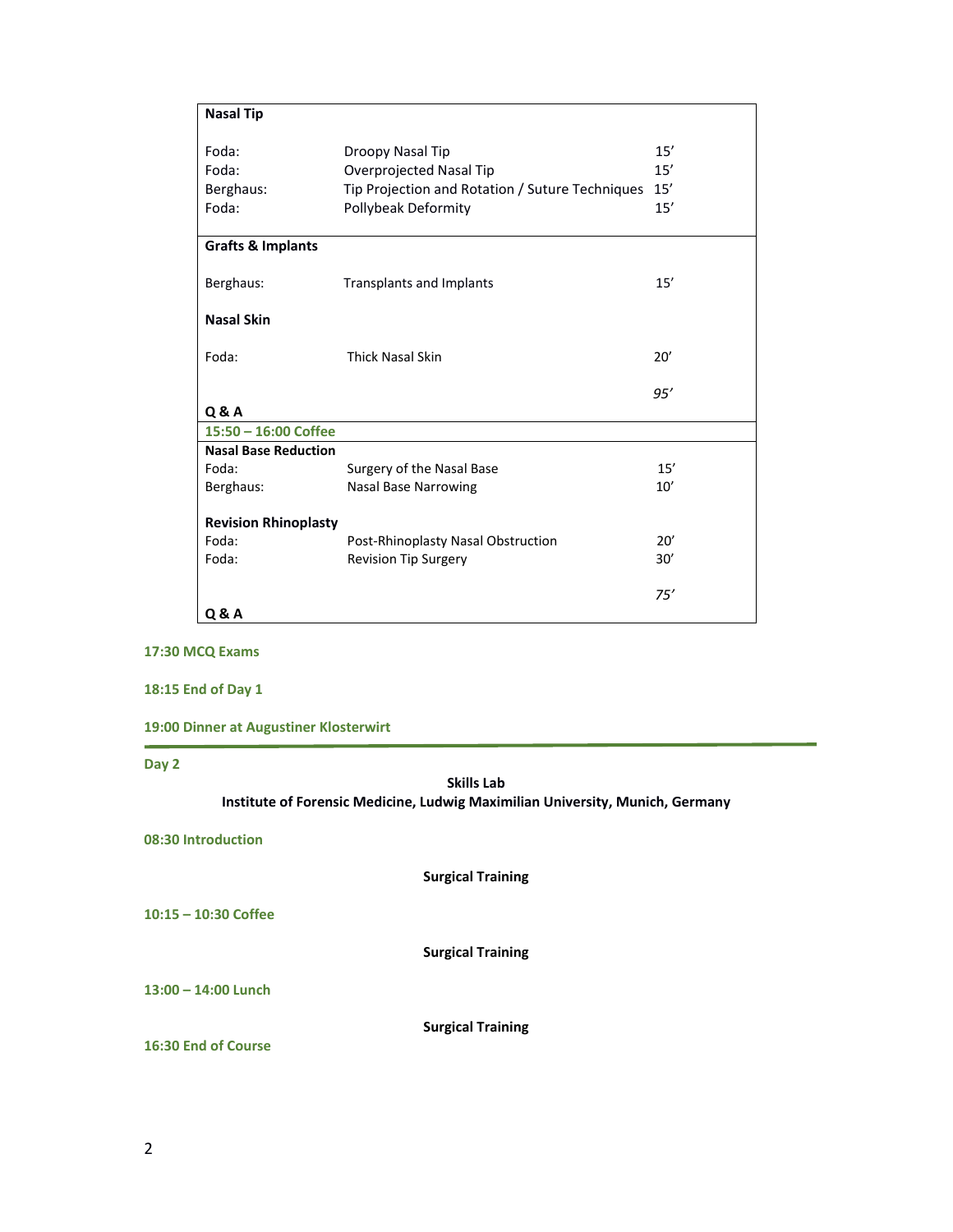| | | |
|---|---|---|
| **Nasal Tip** | | |
| Foda: | Droopy Nasal Tip | 15′ |
| Foda: | Overprojected Nasal Tip | 15′ |
| Berghaus: | Tip Projection and Rotation / Suture Techniques | 15′ |
| Foda: | Pollybeak Deformity | 15′ |
| **Grafts & Implants** | | |
| Berghaus: | Transplants and Implants | 15′ |
| **Nasal Skin** | | |
| Foda: | Thick Nasal Skin | 20′ |
| | | *95′* |
| **Q & A** | | |
| **15:50 – 16:00 Coffee** | | |
| **Nasal Base Reduction** | | |
| Foda: | Surgery of the Nasal Base | 15′ |
| Berghaus: | Nasal Base Narrowing | 10′ |
| **Revision Rhinoplasty** | | |
| Foda: | Post-Rhinoplasty Nasal Obstruction | 20′ |
| Foda: | Revision Tip Surgery | 30′ |
| | | *75′* |
| **Q & A** | | |

**17:30 MCQ Exams**

**18:15 End of Day 1**

**19:00 Dinner at Augustiner Klosterwirt**

---

## Day 2

**Skills Lab**
**Institute of Forensic Medicine, Ludwig Maximilian University, Munich, Germany**

**08:30 Introduction**

**Surgical Training**

**10:15 – 10:30 Coffee**

**Surgical Training**

**13:00 – 14:00 Lunch**

**Surgical Training**

**16:30 End of Course**